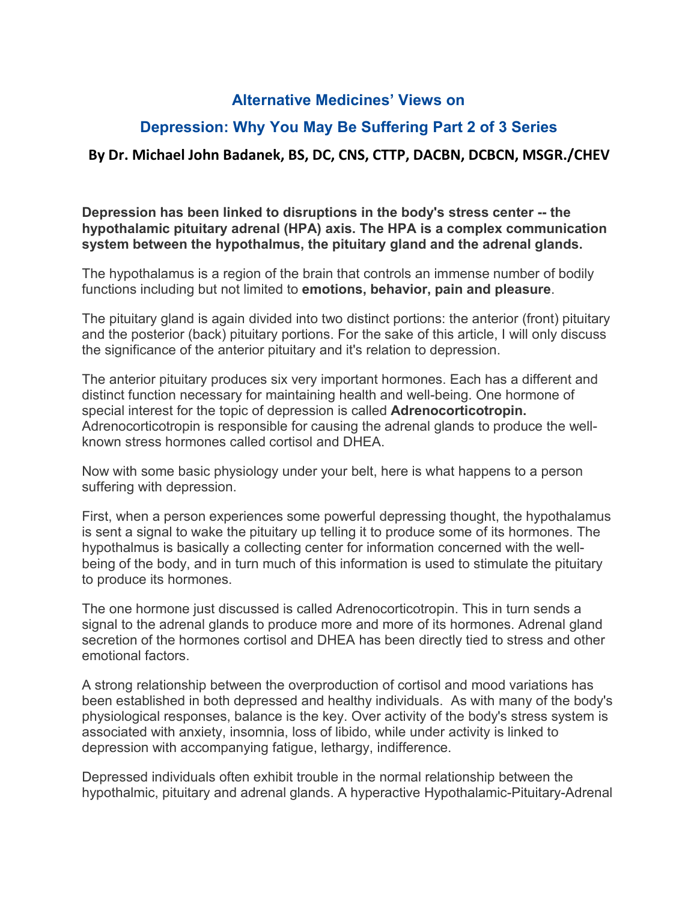# Alternative Medicines' Views on

# Depression: Why You May Be Suffering Part 2 of 3 Series

### By Dr. Michael John Badanek, BS, DC, CNS, CTTP, DACBN, DCBCN, MSGR./CHEV

**Depression has been linked to disruptions in the body's stress center -- the hypothalamic pituitary adrenal (HPA) axis. The HPA is a complex communication system between the hypothalmus, the pituitary gland and the adrenal glands.**

The hypothalamus is a region of the brain that controls an immense number of bodily functions including but not limited to **emotions, behavior, pain and pleasure**.

The pituitary gland is again divided into two distinct portions: the anterior (front) pituitary and the posterior (back) pituitary portions. For the sake of this article, I will only discuss the significance of the anterior pituitary and it's relation to depression.

The anterior pituitary produces six very important hormones. Each has a different and distinct function necessary for maintaining health and well-being. One hormone of special interest for the topic of depression is called **Adrenocorticotropin.** Adrenocorticotropin is responsible for causing the adrenal glands to produce the well-known stress hormones called cortisol and DHEA.

Now with some basic physiology under your belt, here is what happens to a person suffering with depression.

First, when a person experiences some powerful depressing thought, the hypothalamus is sent a signal to wake the pituitary up telling it to produce some of its hormones. The hypothalmus is basically a collecting center for information concerned with the well-being of the body, and in turn much of this information is used to stimulate the pituitary to produce its hormones.

The one hormone just discussed is called Adrenocorticotropin. This in turn sends a signal to the adrenal glands to produce more and more of its hormones. Adrenal gland secretion of the hormones cortisol and DHEA has been directly tied to stress and other emotional factors.

A strong relationship between the overproduction of cortisol and mood variations has been established in both depressed and healthy individuals. As with many of the body's physiological responses, balance is the key. Over activity of the body's stress system is associated with anxiety, insomnia, loss of libido, while under activity is linked to depression with accompanying fatigue, lethargy, indifference.

Depressed individuals often exhibit trouble in the normal relationship between the hypothalmic, pituitary and adrenal glands. A hyperactive Hypothalamic-Pituitary-Adrenal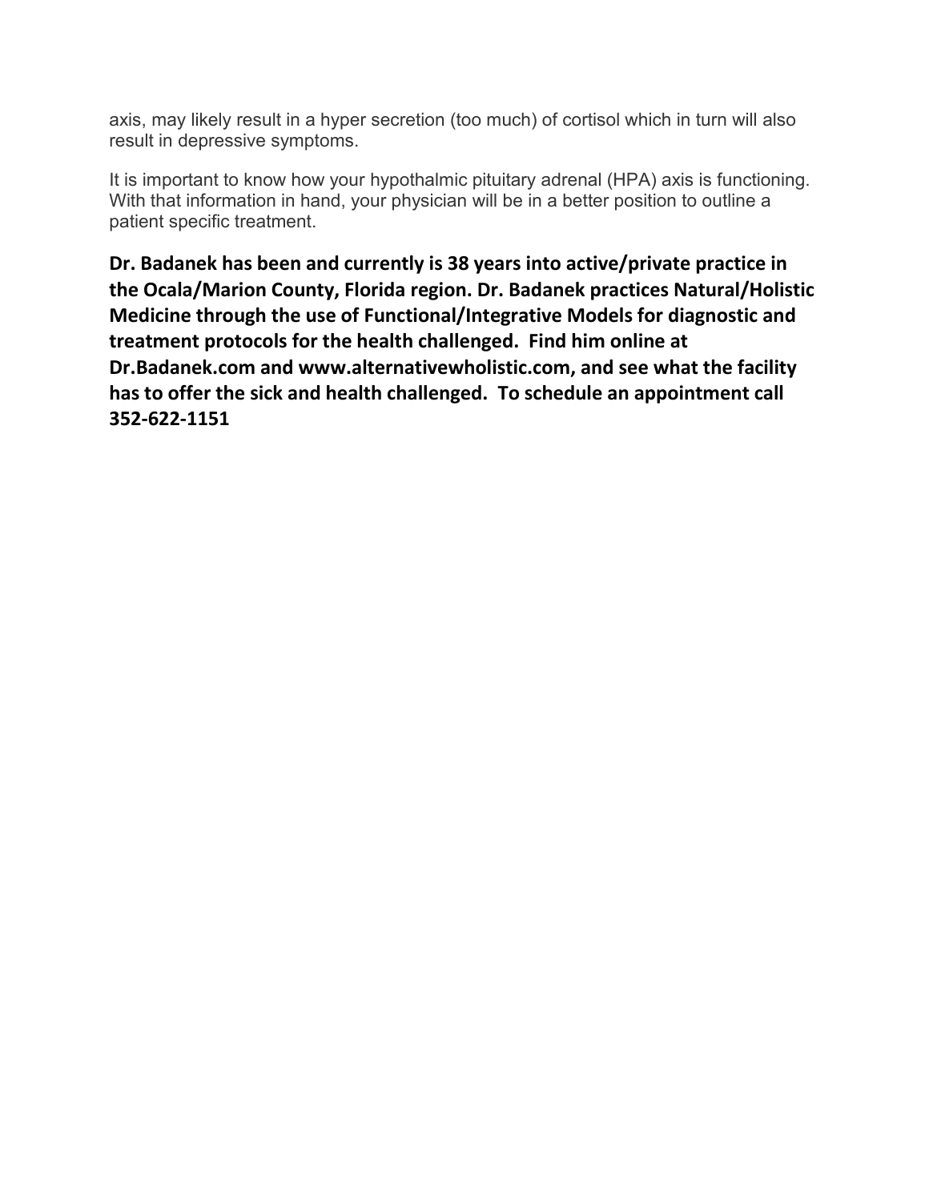axis, may likely result in a hyper secretion (too much) of cortisol which in turn will also result in depressive symptoms.

It is important to know how your hypothalmic pituitary adrenal (HPA) axis is functioning. With that information in hand, your physician will be in a better position to outline a patient specific treatment.

**Dr. Badanek has been and currently is 38 years into active/private practice in the Ocala/Marion County, Florida region. Dr. Badanek practices Natural/Holistic Medicine through the use of Functional/Integrative Models for diagnostic and treatment protocols for the health challenged. Find him online at Dr.Badanek.com and www.alternativewholistic.com, and see what the facility has to offer the sick and health challenged. To schedule an appointment call 352-622-1151**